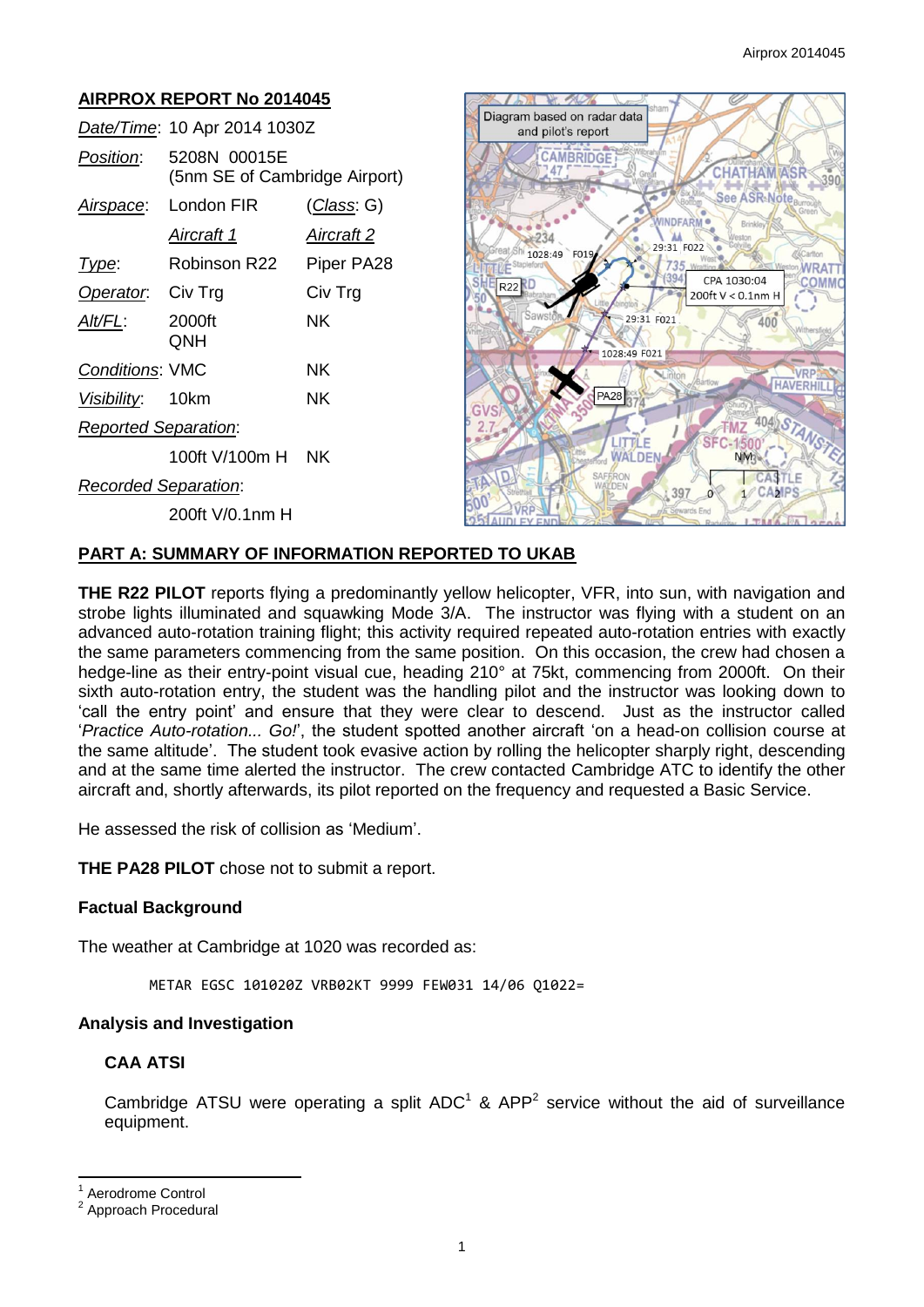## AIRPROX REPORT No 2014045

| | | |
|---|---|---|
| *Date/Time*: | 10 Apr 2014 1030Z | |
| *Position*: | 5208N 00015E (5nm SE of Cambridge Airport) | |
| *Airspace*: | London FIR | (*Class*: G) |
| | *Aircraft 1* | *Aircraft 2* |
| *Type*: | Robinson R22 | Piper PA28 |
| *Operator*: | Civ Trg | Civ Trg |
| *Alt/FL*: | 2000ft QNH | NK |
| *Conditions*: | VMC | NK |
| *Visibility*: | 10km | NK |
| *Reported Separation*: | | |
| | 100ft V/100m H | NK |
| *Recorded Separation*: | | |
| | 200ft V/0.1nm H | |

## PART A: SUMMARY OF INFORMATION REPORTED TO UKAB

**THE R22 PILOT** reports flying a predominantly yellow helicopter, VFR, into sun, with navigation and strobe lights illuminated and squawking Mode 3/A. The instructor was flying with a student on an advanced auto-rotation training flight; this activity required repeated auto-rotation entries with exactly the same parameters commencing from the same position. On this occasion, the crew had chosen a hedge-line as their entry-point visual cue, heading 210° at 75kt, commencing from 2000ft. On their sixth auto-rotation entry, the student was the handling pilot and the instructor was looking down to 'call the entry point' and ensure that they were clear to descend. Just as the instructor called '*Practice Auto-rotation... Go!*', the student spotted another aircraft 'on a head-on collision course at the same altitude'. The student took evasive action by rolling the helicopter sharply right, descending and at the same time alerted the instructor. The crew contacted Cambridge ATC to identify the other aircraft and, shortly afterwards, its pilot reported on the frequency and requested a Basic Service.

He assessed the risk of collision as 'Medium'.

**THE PA28 PILOT** chose not to submit a report.

### Factual Background

The weather at Cambridge at 1020 was recorded as:

```
METAR EGSC 101020Z VRB02KT 9999 FEW031 14/06 Q1022=
```

### Analysis and Investigation

#### CAA ATSI

Cambridge ATSU were operating a split ADC[1] & APP[2] service without the aid of surveillance equipment.

[1] Aerodrome Control
[2] Approach Procedural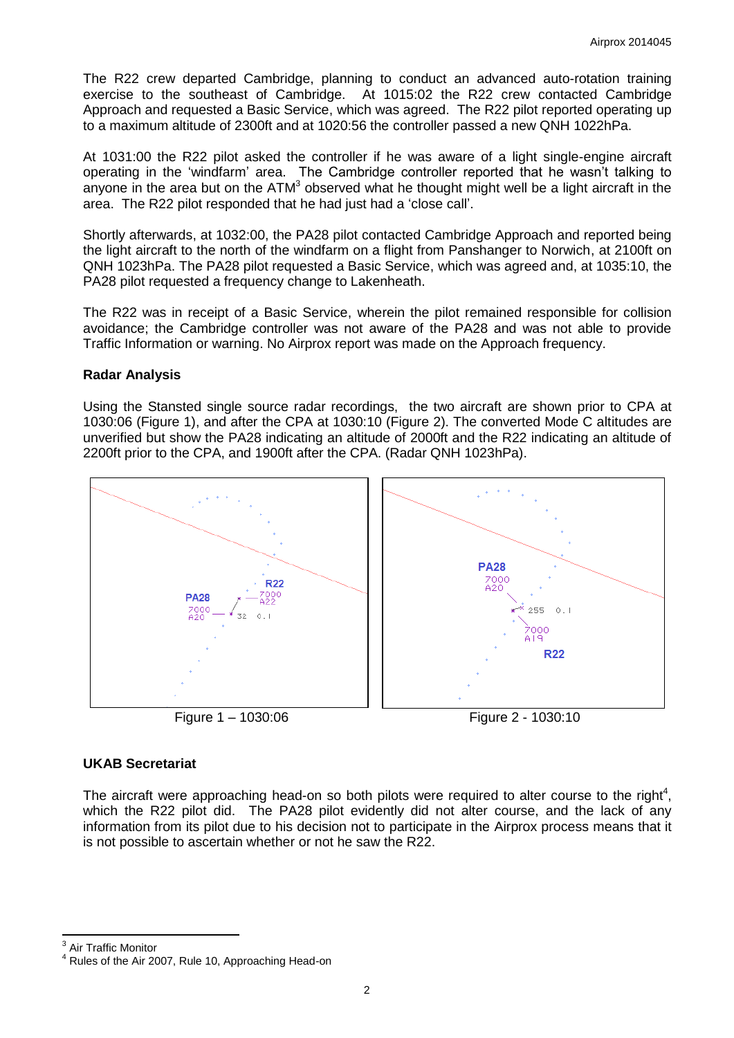The R22 crew departed Cambridge, planning to conduct an advanced auto-rotation training exercise to the southeast of Cambridge. At 1015:02 the R22 crew contacted Cambridge Approach and requested a Basic Service, which was agreed. The R22 pilot reported operating up to a maximum altitude of 2300ft and at 1020:56 the controller passed a new QNH 1022hPa.

At 1031:00 the R22 pilot asked the controller if he was aware of a light single-engine aircraft operating in the 'windfarm' area. The Cambridge controller reported that he wasn't talking to anyone in the area but on the ATM[3] observed what he thought might well be a light aircraft in the area. The R22 pilot responded that he had just had a 'close call'.

Shortly afterwards, at 1032:00, the PA28 pilot contacted Cambridge Approach and reported being the light aircraft to the north of the windfarm on a flight from Panshanger to Norwich, at 2100ft on QNH 1023hPa. The PA28 pilot requested a Basic Service, which was agreed and, at 1035:10, the PA28 pilot requested a frequency change to Lakenheath.

The R22 was in receipt of a Basic Service, wherein the pilot remained responsible for collision avoidance; the Cambridge controller was not aware of the PA28 and was not able to provide Traffic Information or warning. No Airprox report was made on the Approach frequency.

**Radar Analysis**

Using the Stansted single source radar recordings, the two aircraft are shown prior to CPA at 1030:06 (Figure 1), and after the CPA at 1030:10 (Figure 2). The converted Mode C altitudes are unverified but show the PA28 indicating an altitude of 2000ft and the R22 indicating an altitude of 2200ft prior to the CPA, and 1900ft after the CPA. (Radar QNH 1023hPa).

Figure 1 – 1030:06

Figure 2 - 1030:10

**UKAB Secretariat**

The aircraft were approaching head-on so both pilots were required to alter course to the right[4], which the R22 pilot did. The PA28 pilot evidently did not alter course, and the lack of any information from its pilot due to his decision not to participate in the Airprox process means that it is not possible to ascertain whether or not he saw the R22.

---

[3] Air Traffic Monitor

[4] Rules of the Air 2007, Rule 10, Approaching Head-on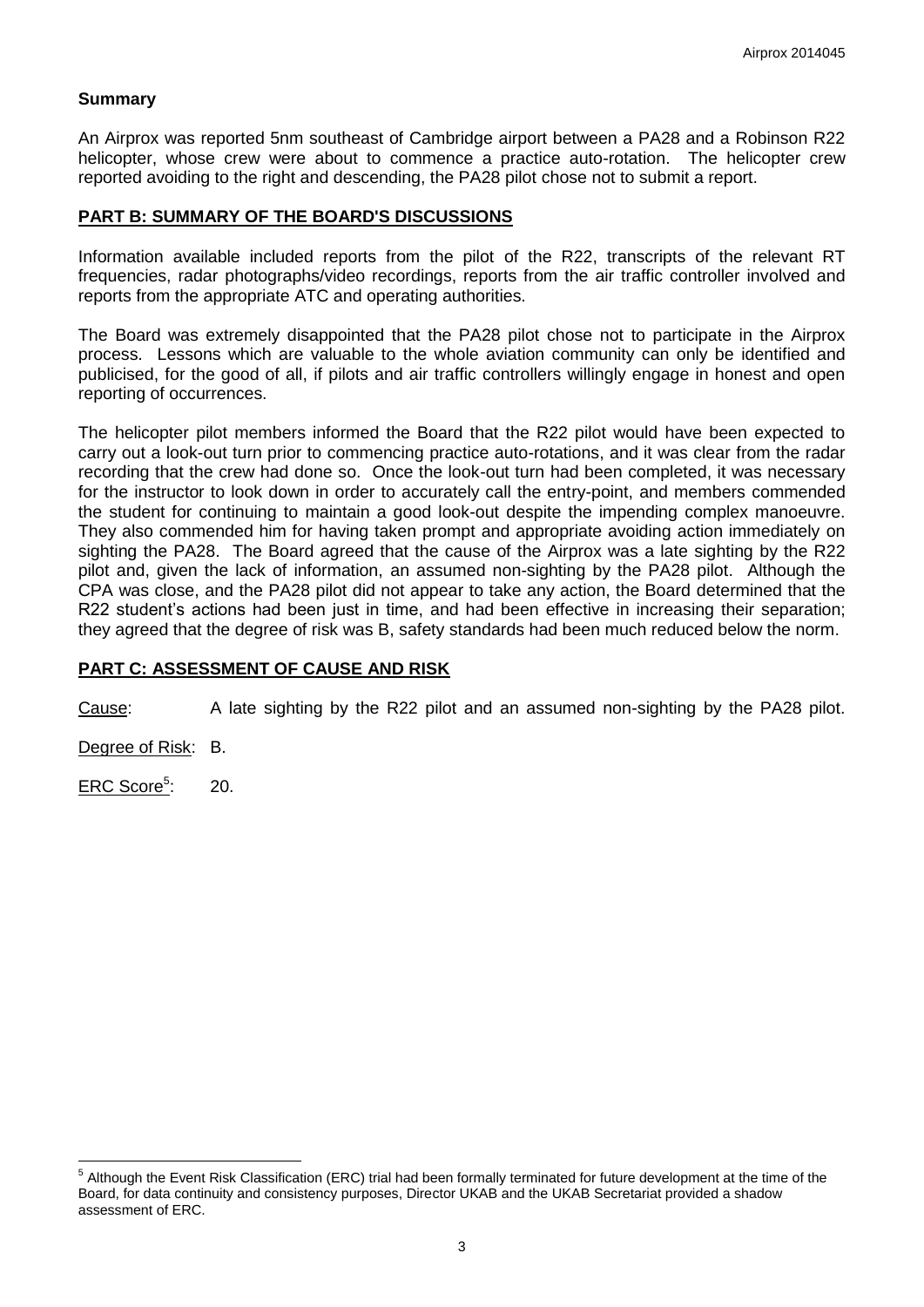**Summary**

An Airprox was reported 5nm southeast of Cambridge airport between a PA28 and a Robinson R22 helicopter, whose crew were about to commence a practice auto-rotation. The helicopter crew reported avoiding to the right and descending, the PA28 pilot chose not to submit a report.

## PART B: SUMMARY OF THE BOARD'S DISCUSSIONS

Information available included reports from the pilot of the R22, transcripts of the relevant RT frequencies, radar photographs/video recordings, reports from the air traffic controller involved and reports from the appropriate ATC and operating authorities.

The Board was extremely disappointed that the PA28 pilot chose not to participate in the Airprox process. Lessons which are valuable to the whole aviation community can only be identified and publicised, for the good of all, if pilots and air traffic controllers willingly engage in honest and open reporting of occurrences.

The helicopter pilot members informed the Board that the R22 pilot would have been expected to carry out a look-out turn prior to commencing practice auto-rotations, and it was clear from the radar recording that the crew had done so. Once the look-out turn had been completed, it was necessary for the instructor to look down in order to accurately call the entry-point, and members commended the student for continuing to maintain a good look-out despite the impending complex manoeuvre. They also commended him for having taken prompt and appropriate avoiding action immediately on sighting the PA28. The Board agreed that the cause of the Airprox was a late sighting by the R22 pilot and, given the lack of information, an assumed non-sighting by the PA28 pilot. Although the CPA was close, and the PA28 pilot did not appear to take any action, the Board determined that the R22 student's actions had been just in time, and had been effective in increasing their separation; they agreed that the degree of risk was B, safety standards had been much reduced below the norm.

## PART C: ASSESSMENT OF CAUSE AND RISK

Cause: A late sighting by the R22 pilot and an assumed non-sighting by the PA28 pilot.

Degree of Risk: B.

ERC Score[5]: 20.

[5] Although the Event Risk Classification (ERC) trial had been formally terminated for future development at the time of the Board, for data continuity and consistency purposes, Director UKAB and the UKAB Secretariat provided a shadow assessment of ERC.